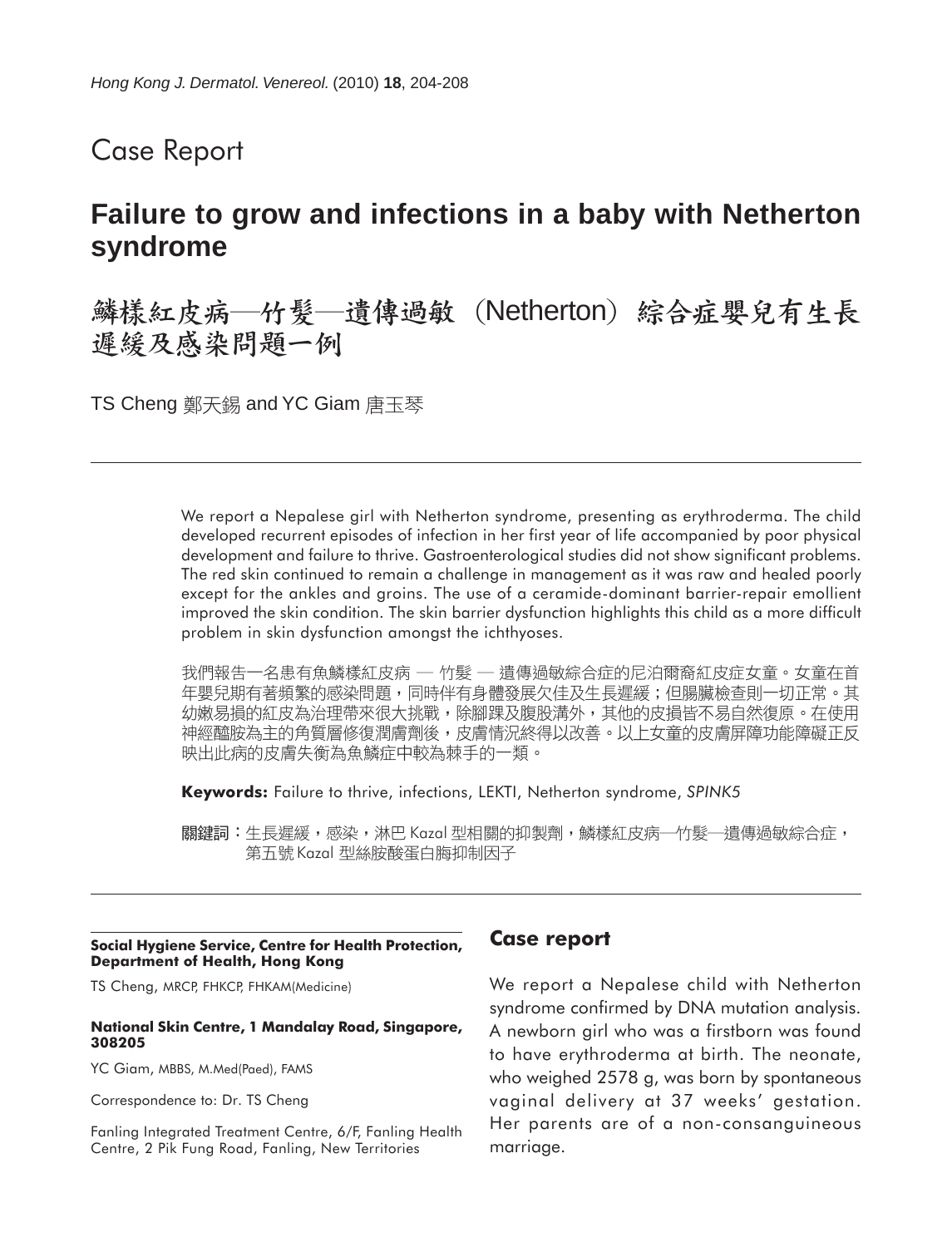Case Report

# Failure to grow and infections in a baby with Netherton syndrome

# 鱗樣紅皮病—竹髮—遺傳過敏（Netherton）綜合症嬰兒有生長遲緩及感染問題一例

TS Cheng 鄭天錫 and YC Giam 唐玉琴

---

We report a Nepalese girl with Netherton syndrome, presenting as erythroderma. The child developed recurrent episodes of infection in her first year of life accompanied by poor physical development and failure to thrive. Gastroenterological studies did not show significant problems. The red skin continued to remain a challenge in management as it was raw and healed poorly except for the ankles and groins. The use of a ceramide-dominant barrier-repair emollient improved the skin condition. The skin barrier dysfunction highlights this child as a more difficult problem in skin dysfunction amongst the ichthyoses.

我們報告一名患有魚鱗樣紅皮病 — 竹髮 — 遺傳過敏綜合症的尼泊爾裔紅皮症女童。女童在首年嬰兒期有著頻繁的感染問題，同時伴有身體發展欠佳及生長遲緩；但腸臟檢查則一切正常。其幼嫩易損的紅皮為治理帶來很大挑戰，除腳踝及腹股溝外，其他的皮損皆不易自然復原。在使用神經醯胺為主的角質層修復潤膚劑後，皮膚情況終得以改善。以上女童的皮膚屏障功能障礙正反映出此病的皮膚失衡為魚鱗症中較為棘手的一類。

**Keywords:** Failure to thrive, infections, LEKTI, Netherton syndrome, *SPINK5*

**關鍵詞**：生長遲緩，感染，淋巴 Kazal 型相關的抑製劑，鱗樣紅皮病—竹髮—遺傳過敏綜合症，第五號 Kazal 型絲胺酸蛋白脢抑制因子

---

**Social Hygiene Service, Centre for Health Protection, Department of Health, Hong Kong**

TS Cheng, MRCP, FHKCP, FHKAM(Medicine)

**National Skin Centre, 1 Mandalay Road, Singapore, 308205**

YC Giam, MBBS, M.Med(Paed), FAMS

Correspondence to: Dr. TS Cheng

Fanling Integrated Treatment Centre, 6/F, Fanling Health Centre, 2 Pik Fung Road, Fanling, New Territories

## Case report

We report a Nepalese child with Netherton syndrome confirmed by DNA mutation analysis. A newborn girl who was a firstborn was found to have erythroderma at birth. The neonate, who weighed 2578 g, was born by spontaneous vaginal delivery at 37 weeks' gestation. Her parents are of a non-consanguineous marriage.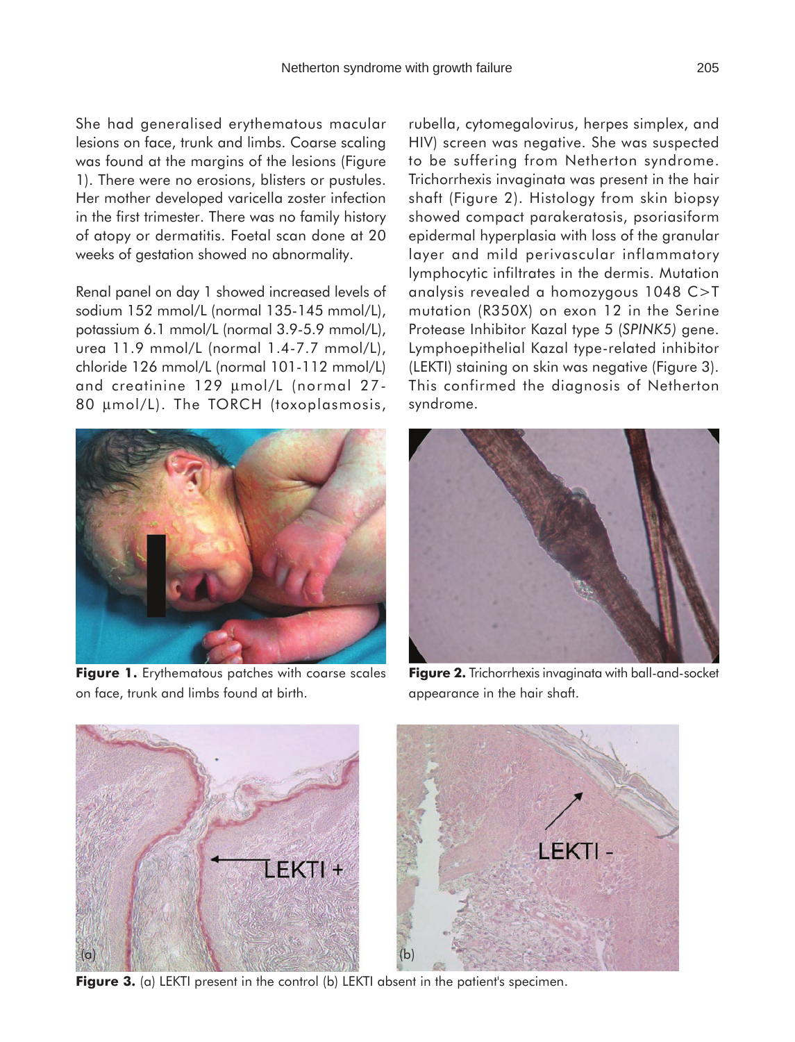She had generalised erythematous macular lesions on face, trunk and limbs. Coarse scaling was found at the margins of the lesions (Figure 1). There were no erosions, blisters or pustules. Her mother developed varicella zoster infection in the first trimester. There was no family history of atopy or dermatitis. Foetal scan done at 20 weeks of gestation showed no abnormality.

Renal panel on day 1 showed increased levels of sodium 152 mmol/L (normal 135-145 mmol/L), potassium 6.1 mmol/L (normal 3.9-5.9 mmol/L), urea 11.9 mmol/L (normal 1.4-7.7 mmol/L), chloride 126 mmol/L (normal 101-112 mmol/L) and creatinine 129 µmol/L (normal 27-80 µmol/L). The TORCH (toxoplasmosis, rubella, cytomegalovirus, herpes simplex, and HIV) screen was negative. She was suspected to be suffering from Netherton syndrome. Trichorrhexis invaginata was present in the hair shaft (Figure 2). Histology from skin biopsy showed compact parakeratosis, psoriasiform epidermal hyperplasia with loss of the granular layer and mild perivascular inflammatory lymphocytic infiltrates in the dermis. Mutation analysis revealed a homozygous 1048 C>T mutation (R350X) on exon 12 in the Serine Protease Inhibitor Kazal type 5 (*SPINK5*) gene. Lymphoepithelial Kazal type-related inhibitor (LEKTI) staining on skin was negative (Figure 3). This confirmed the diagnosis of Netherton syndrome.

**Figure 1.** Erythematous patches with coarse scales on face, trunk and limbs found at birth.

**Figure 2.** Trichorrhexis invaginata with ball-and-socket appearance in the hair shaft.

**Figure 3.** (a) LEKTI present in the control (b) LEKTI absent in the patient's specimen.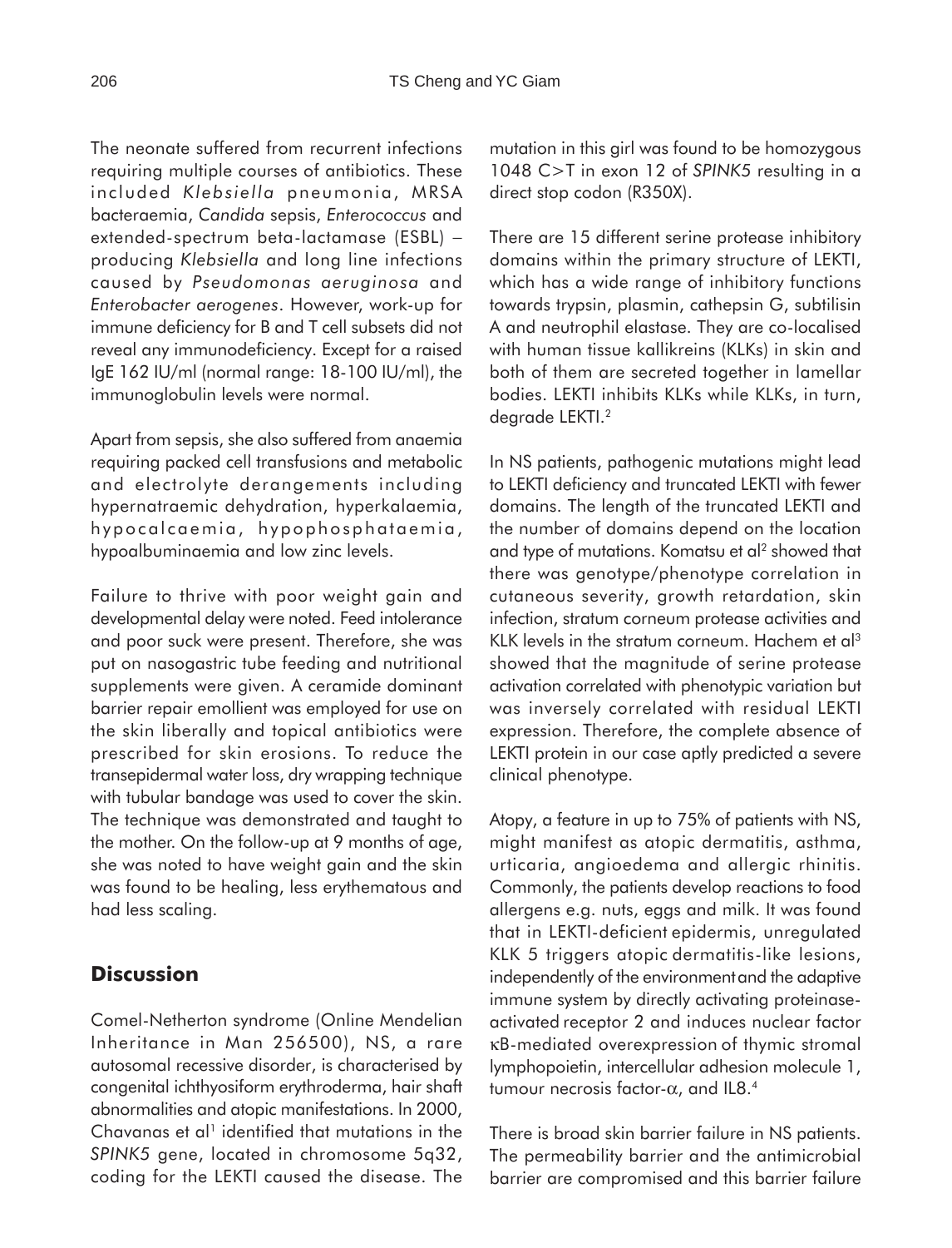The neonate suffered from recurrent infections requiring multiple courses of antibiotics. These included *Klebsiella* pneumonia, MRSA bacteraemia, *Candida* sepsis, *Enterococcus* and extended-spectrum beta-lactamase (ESBL) – producing *Klebsiella* and long line infections caused by *Pseudomonas aeruginosa* and *Enterobacter aerogenes*. However, work-up for immune deficiency for B and T cell subsets did not reveal any immunodeficiency. Except for a raised IgE 162 IU/ml (normal range: 18-100 IU/ml), the immunoglobulin levels were normal.

Apart from sepsis, she also suffered from anaemia requiring packed cell transfusions and metabolic and electrolyte derangements including hypernatraemic dehydration, hyperkalaemia, hypocalcaemia, hypophosphataemia, hypoalbuminaemia and low zinc levels.

Failure to thrive with poor weight gain and developmental delay were noted. Feed intolerance and poor suck were present. Therefore, she was put on nasogastric tube feeding and nutritional supplements were given. A ceramide dominant barrier repair emollient was employed for use on the skin liberally and topical antibiotics were prescribed for skin erosions. To reduce the transepidermal water loss, dry wrapping technique with tubular bandage was used to cover the skin. The technique was demonstrated and taught to the mother. On the follow-up at 9 months of age, she was noted to have weight gain and the skin was found to be healing, less erythematous and had less scaling.

## Discussion

Comel-Netherton syndrome (Online Mendelian Inheritance in Man 256500), NS, a rare autosomal recessive disorder, is characterised by congenital ichthyosiform erythroderma, hair shaft abnormalities and atopic manifestations. In 2000, Chavanas et al[1] identified that mutations in the *SPINK5* gene, located in chromosome 5q32, coding for the LEKTI caused the disease. The mutation in this girl was found to be homozygous 1048 C>T in exon 12 of *SPINK5* resulting in a direct stop codon (R350X).

There are 15 different serine protease inhibitory domains within the primary structure of LEKTI, which has a wide range of inhibitory functions towards trypsin, plasmin, cathepsin G, subtilisin A and neutrophil elastase. They are co-localised with human tissue kallikreins (KLKs) in skin and both of them are secreted together in lamellar bodies. LEKTI inhibits KLKs while KLKs, in turn, degrade LEKTI.[2]

In NS patients, pathogenic mutations might lead to LEKTI deficiency and truncated LEKTI with fewer domains. The length of the truncated LEKTI and the number of domains depend on the location and type of mutations. Komatsu et al[2] showed that there was genotype/phenotype correlation in cutaneous severity, growth retardation, skin infection, stratum corneum protease activities and KLK levels in the stratum corneum. Hachem et al[3] showed that the magnitude of serine protease activation correlated with phenotypic variation but was inversely correlated with residual LEKTI expression. Therefore, the complete absence of LEKTI protein in our case aptly predicted a severe clinical phenotype.

Atopy, a feature in up to 75% of patients with NS, might manifest as atopic dermatitis, asthma, urticaria, angioedema and allergic rhinitis. Commonly, the patients develop reactions to food allergens e.g. nuts, eggs and milk. It was found that in LEKTI-deficient epidermis, unregulated KLK 5 triggers atopic dermatitis-like lesions, independently of the environment and the adaptive immune system by directly activating proteinase-activated receptor 2 and induces nuclear factor κB-mediated overexpression of thymic stromal lymphopoietin, intercellular adhesion molecule 1, tumour necrosis factor-α, and IL8.[4]

There is broad skin barrier failure in NS patients. The permeability barrier and the antimicrobial barrier are compromised and this barrier failure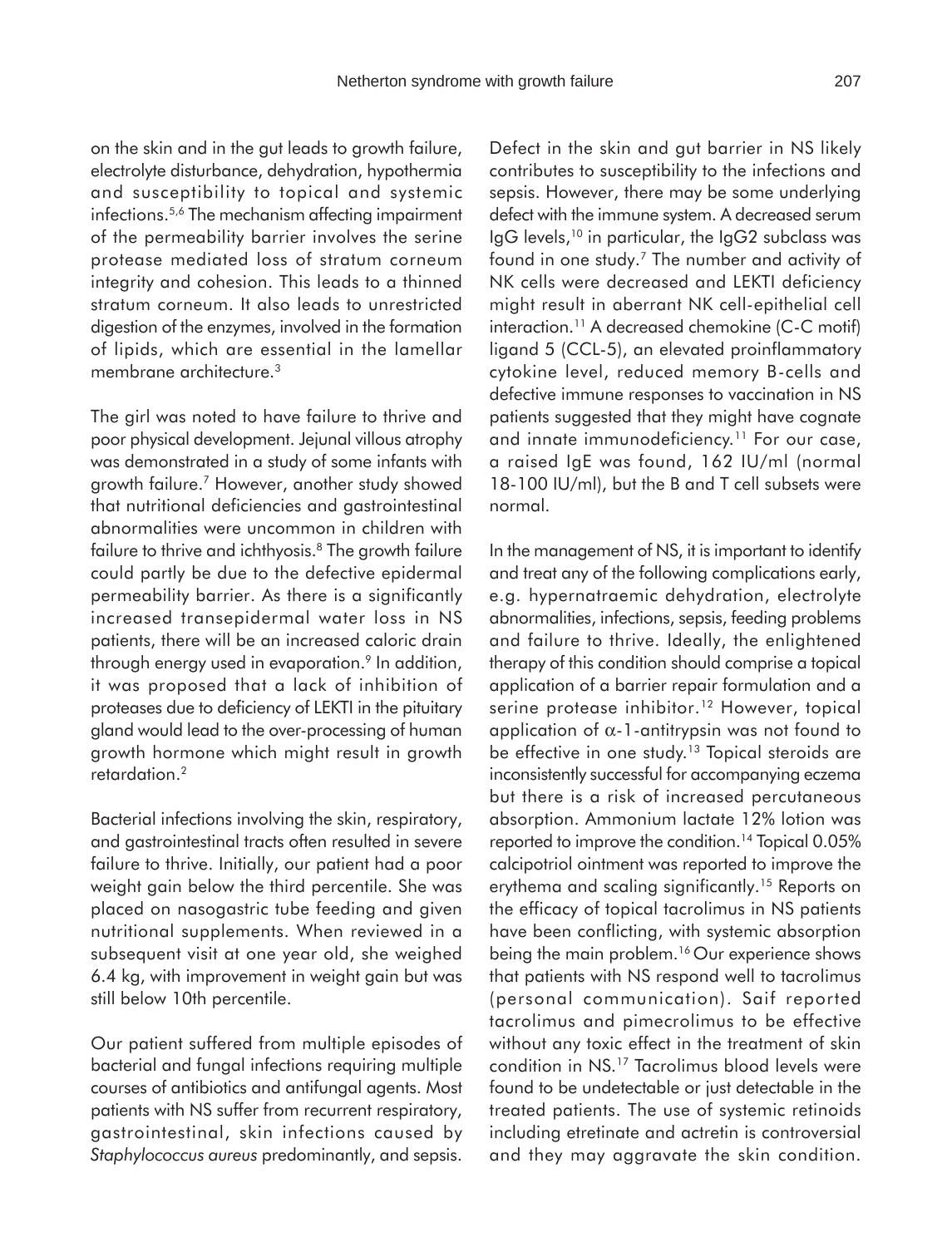on the skin and in the gut leads to growth failure, electrolyte disturbance, dehydration, hypothermia and susceptibility to topical and systemic infections.[5,6] The mechanism affecting impairment of the permeability barrier involves the serine protease mediated loss of stratum corneum integrity and cohesion. This leads to a thinned stratum corneum. It also leads to unrestricted digestion of the enzymes, involved in the formation of lipids, which are essential in the lamellar membrane architecture.[3]

The girl was noted to have failure to thrive and poor physical development. Jejunal villous atrophy was demonstrated in a study of some infants with growth failure.[7] However, another study showed that nutritional deficiencies and gastrointestinal abnormalities were uncommon in children with failure to thrive and ichthyosis.[8] The growth failure could partly be due to the defective epidermal permeability barrier. As there is a significantly increased transepidermal water loss in NS patients, there will be an increased caloric drain through energy used in evaporation.[9] In addition, it was proposed that a lack of inhibition of proteases due to deficiency of LEKTI in the pituitary gland would lead to the over-processing of human growth hormone which might result in growth retardation.[2]

Bacterial infections involving the skin, respiratory, and gastrointestinal tracts often resulted in severe failure to thrive. Initially, our patient had a poor weight gain below the third percentile. She was placed on nasogastric tube feeding and given nutritional supplements. When reviewed in a subsequent visit at one year old, she weighed 6.4 kg, with improvement in weight gain but was still below 10th percentile.

Our patient suffered from multiple episodes of bacterial and fungal infections requiring multiple courses of antibiotics and antifungal agents. Most patients with NS suffer from recurrent respiratory, gastrointestinal, skin infections caused by *Staphylococcus aureus* predominantly, and sepsis. Defect in the skin and gut barrier in NS likely contributes to susceptibility to the infections and sepsis. However, there may be some underlying defect with the immune system. A decreased serum IgG levels,[10] in particular, the IgG2 subclass was found in one study.[7] The number and activity of NK cells were decreased and LEKTI deficiency might result in aberrant NK cell-epithelial cell interaction.[11] A decreased chemokine (C-C motif) ligand 5 (CCL-5), an elevated proinflammatory cytokine level, reduced memory B-cells and defective immune responses to vaccination in NS patients suggested that they might have cognate and innate immunodeficiency.[11] For our case, a raised IgE was found, 162 IU/ml (normal 18-100 IU/ml), but the B and T cell subsets were normal.

In the management of NS, it is important to identify and treat any of the following complications early, e.g. hypernatraemic dehydration, electrolyte abnormalities, infections, sepsis, feeding problems and failure to thrive. Ideally, the enlightened therapy of this condition should comprise a topical application of a barrier repair formulation and a serine protease inhibitor.[12] However, topical application of $\alpha$-1-antitrypsin was not found to be effective in one study.[13] Topical steroids are inconsistently successful for accompanying eczema but there is a risk of increased percutaneous absorption. Ammonium lactate 12% lotion was reported to improve the condition.[14] Topical 0.05% calcipotriol ointment was reported to improve the erythema and scaling significantly.[15] Reports on the efficacy of topical tacrolimus in NS patients have been conflicting, with systemic absorption being the main problem.[16] Our experience shows that patients with NS respond well to tacrolimus (personal communication). Saif reported tacrolimus and pimecrolimus to be effective without any toxic effect in the treatment of skin condition in NS.[17] Tacrolimus blood levels were found to be undetectable or just detectable in the treated patients. The use of systemic retinoids including etretinate and actretin is controversial and they may aggravate the skin condition.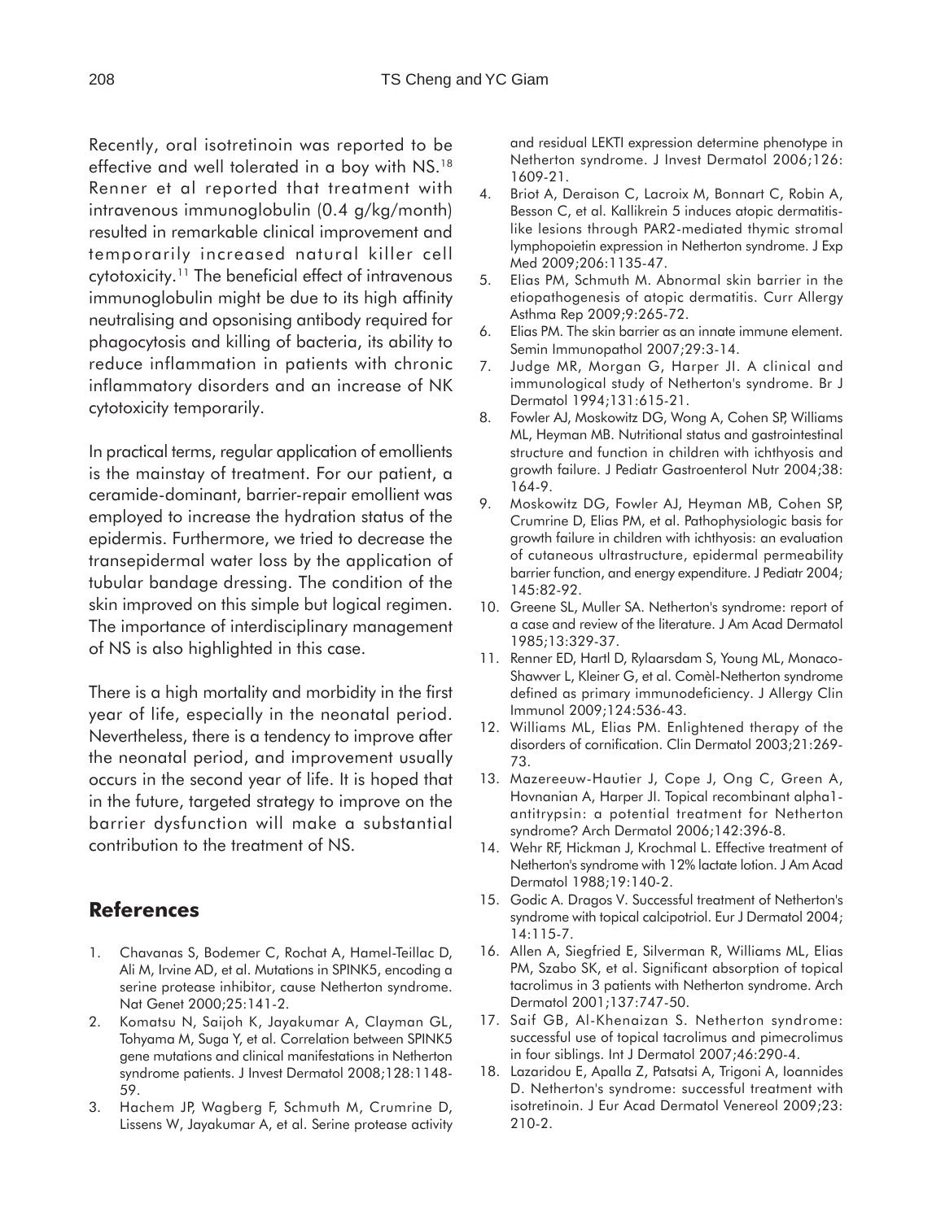Recently, oral isotretinoin was reported to be effective and well tolerated in a boy with NS.[18] Renner et al reported that treatment with intravenous immunoglobulin (0.4 g/kg/month) resulted in remarkable clinical improvement and temporarily increased natural killer cell cytotoxicity.[11] The beneficial effect of intravenous immunoglobulin might be due to its high affinity neutralising and opsonising antibody required for phagocytosis and killing of bacteria, its ability to reduce inflammation in patients with chronic inflammatory disorders and an increase of NK cytotoxicity temporarily.

In practical terms, regular application of emollients is the mainstay of treatment. For our patient, a ceramide-dominant, barrier-repair emollient was employed to increase the hydration status of the epidermis. Furthermore, we tried to decrease the transepidermal water loss by the application of tubular bandage dressing. The condition of the skin improved on this simple but logical regimen. The importance of interdisciplinary management of NS is also highlighted in this case.

There is a high mortality and morbidity in the first year of life, especially in the neonatal period. Nevertheless, there is a tendency to improve after the neonatal period, and improvement usually occurs in the second year of life. It is hoped that in the future, targeted strategy to improve on the barrier dysfunction will make a substantial contribution to the treatment of NS.

## References

1. Chavanas S, Bodemer C, Rochat A, Hamel-Teillac D, Ali M, Irvine AD, et al. Mutations in SPINK5, encoding a serine protease inhibitor, cause Netherton syndrome. Nat Genet 2000;25:141-2.
2. Komatsu N, Saijoh K, Jayakumar A, Clayman GL, Tohyama M, Suga Y, et al. Correlation between SPINK5 gene mutations and clinical manifestations in Netherton syndrome patients. J Invest Dermatol 2008;128:1148-59.
3. Hachem JP, Wagberg F, Schmuth M, Crumrine D, Lissens W, Jayakumar A, et al. Serine protease activity and residual LEKTI expression determine phenotype in Netherton syndrome. J Invest Dermatol 2006;126:1609-21.
4. Briot A, Deraison C, Lacroix M, Bonnart C, Robin A, Besson C, et al. Kallikrein 5 induces atopic dermatitis-like lesions through PAR2-mediated thymic stromal lymphopoietin expression in Netherton syndrome. J Exp Med 2009;206:1135-47.
5. Elias PM, Schmuth M. Abnormal skin barrier in the etiopathogenesis of atopic dermatitis. Curr Allergy Asthma Rep 2009;9:265-72.
6. Elias PM. The skin barrier as an innate immune element. Semin Immunopathol 2007;29:3-14.
7. Judge MR, Morgan G, Harper JI. A clinical and immunological study of Netherton's syndrome. Br J Dermatol 1994;131:615-21.
8. Fowler AJ, Moskowitz DG, Wong A, Cohen SP, Williams ML, Heyman MB. Nutritional status and gastrointestinal structure and function in children with ichthyosis and growth failure. J Pediatr Gastroenterol Nutr 2004;38:164-9.
9. Moskowitz DG, Fowler AJ, Heyman MB, Cohen SP, Crumrine D, Elias PM, et al. Pathophysiologic basis for growth failure in children with ichthyosis: an evaluation of cutaneous ultrastructure, epidermal permeability barrier function, and energy expenditure. J Pediatr 2004;145:82-92.
10. Greene SL, Muller SA. Netherton's syndrome: report of a case and review of the literature. J Am Acad Dermatol 1985;13:329-37.
11. Renner ED, Hartl D, Rylaarsdam S, Young ML, Monaco-Shawver L, Kleiner G, et al. Comèl-Netherton syndrome defined as primary immunodeficiency. J Allergy Clin Immunol 2009;124:536-43.
12. Williams ML, Elias PM. Enlightened therapy of the disorders of cornification. Clin Dermatol 2003;21:269-73.
13. Mazereeuw-Hautier J, Cope J, Ong C, Green A, Hovnanian A, Harper JI. Topical recombinant alpha1-antitrypsin: a potential treatment for Netherton syndrome? Arch Dermatol 2006;142:396-8.
14. Wehr RF, Hickman J, Krochmal L. Effective treatment of Netherton's syndrome with 12% lactate lotion. J Am Acad Dermatol 1988;19:140-2.
15. Godic A. Dragos V. Successful treatment of Netherton's syndrome with topical calcipotriol. Eur J Dermatol 2004;14:115-7.
16. Allen A, Siegfried E, Silverman R, Williams ML, Elias PM, Szabo SK, et al. Significant absorption of topical tacrolimus in 3 patients with Netherton syndrome. Arch Dermatol 2001;137:747-50.
17. Saif GB, Al-Khenaizan S. Netherton syndrome: successful use of topical tacrolimus and pimecrolimus in four siblings. Int J Dermatol 2007;46:290-4.
18. Lazaridou E, Apalla Z, Patsatsi A, Trigoni A, Ioannides D. Netherton's syndrome: successful treatment with isotretinoin. J Eur Acad Dermatol Venereol 2009;23:210-2.